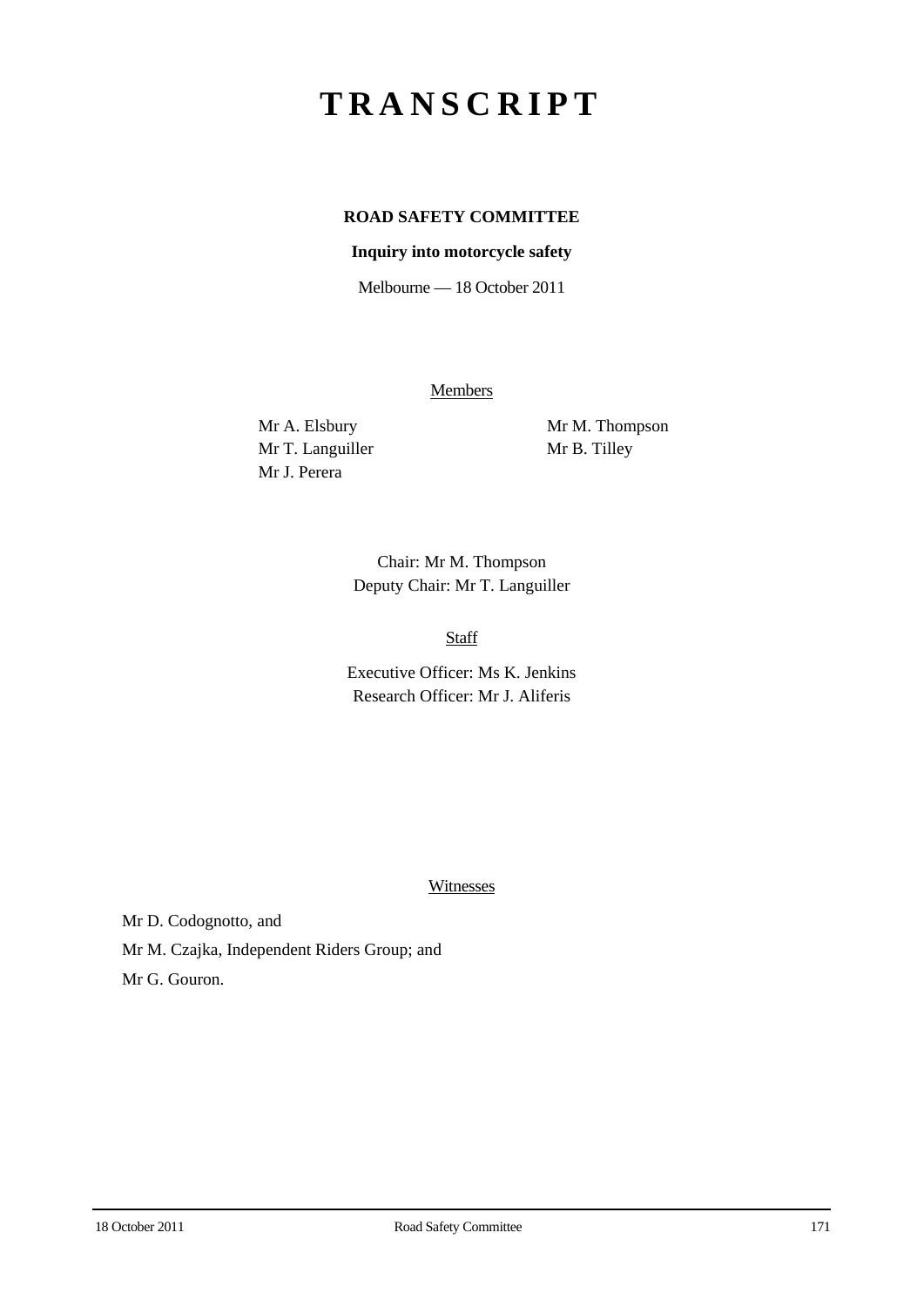# TRANSCRIPT

**ROAD SAFETY COMMITTEE**

**Inquiry into motorcycle safety**

Melbourne — 18 October 2011

Members

Mr A. Elsbury
Mr T. Languiller
Mr J. Perera
Mr M. Thompson
Mr B. Tilley

Chair: Mr M. Thompson
Deputy Chair: Mr T. Languiller

Staff

Executive Officer: Ms K. Jenkins
Research Officer: Mr J. Aliferis

Witnesses

Mr D. Codognotto, and

Mr M. Czajka, Independent Riders Group; and

Mr G. Gouron.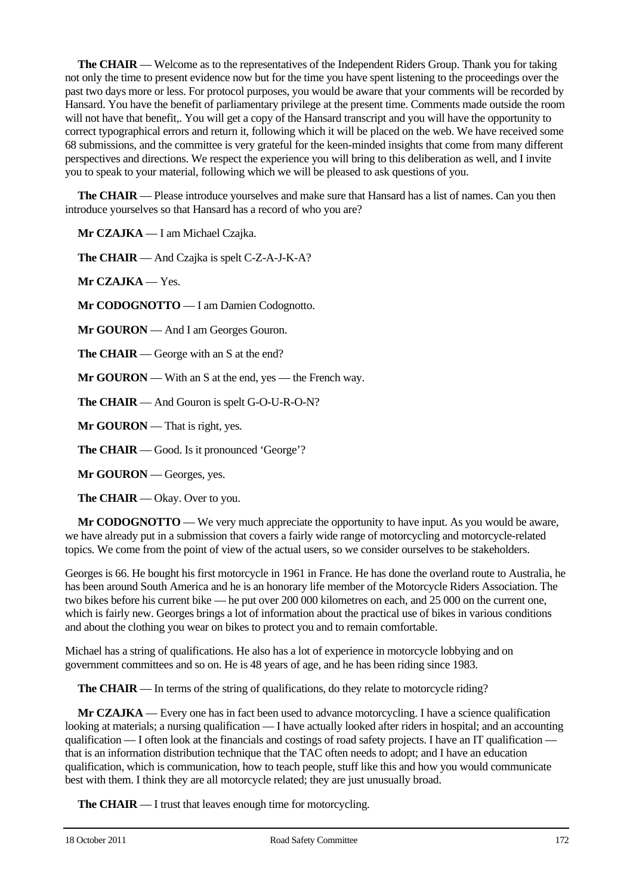**The CHAIR** — Welcome as to the representatives of the Independent Riders Group. Thank you for taking not only the time to present evidence now but for the time you have spent listening to the proceedings over the past two days more or less. For protocol purposes, you would be aware that your comments will be recorded by Hansard. You have the benefit of parliamentary privilege at the present time. Comments made outside the room will not have that benefit,. You will get a copy of the Hansard transcript and you will have the opportunity to correct typographical errors and return it, following which it will be placed on the web. We have received some 68 submissions, and the committee is very grateful for the keen-minded insights that come from many different perspectives and directions. We respect the experience you will bring to this deliberation as well, and I invite you to speak to your material, following which we will be pleased to ask questions of you.

**The CHAIR** — Please introduce yourselves and make sure that Hansard has a list of names. Can you then introduce yourselves so that Hansard has a record of who you are?

**Mr CZAJKA** — I am Michael Czajka.

**The CHAIR** — And Czajka is spelt C-Z-A-J-K-A?

**Mr CZAJKA** — Yes.

**Mr CODOGNOTTO** — I am Damien Codognotto.

**Mr GOURON** — And I am Georges Gouron.

**The CHAIR** — George with an S at the end?

**Mr GOURON** — With an S at the end, yes — the French way.

**The CHAIR** — And Gouron is spelt G-O-U-R-O-N?

**Mr GOURON** — That is right, yes.

**The CHAIR** — Good. Is it pronounced 'George'?

**Mr GOURON** — Georges, yes.

**The CHAIR** — Okay. Over to you.

**Mr CODOGNOTTO** — We very much appreciate the opportunity to have input. As you would be aware, we have already put in a submission that covers a fairly wide range of motorcycling and motorcycle-related topics. We come from the point of view of the actual users, so we consider ourselves to be stakeholders.

Georges is 66. He bought his first motorcycle in 1961 in France. He has done the overland route to Australia, he has been around South America and he is an honorary life member of the Motorcycle Riders Association. The two bikes before his current bike — he put over 200 000 kilometres on each, and 25 000 on the current one, which is fairly new. Georges brings a lot of information about the practical use of bikes in various conditions and about the clothing you wear on bikes to protect you and to remain comfortable.

Michael has a string of qualifications. He also has a lot of experience in motorcycle lobbying and on government committees and so on. He is 48 years of age, and he has been riding since 1983.

**The CHAIR** — In terms of the string of qualifications, do they relate to motorcycle riding?

**Mr CZAJKA** — Every one has in fact been used to advance motorcycling. I have a science qualification looking at materials; a nursing qualification — I have actually looked after riders in hospital; and an accounting qualification — I often look at the financials and costings of road safety projects. I have an IT qualification — that is an information distribution technique that the TAC often needs to adopt; and I have an education qualification, which is communication, how to teach people, stuff like this and how you would communicate best with them. I think they are all motorcycle related; they are just unusually broad.

**The CHAIR** — I trust that leaves enough time for motorcycling.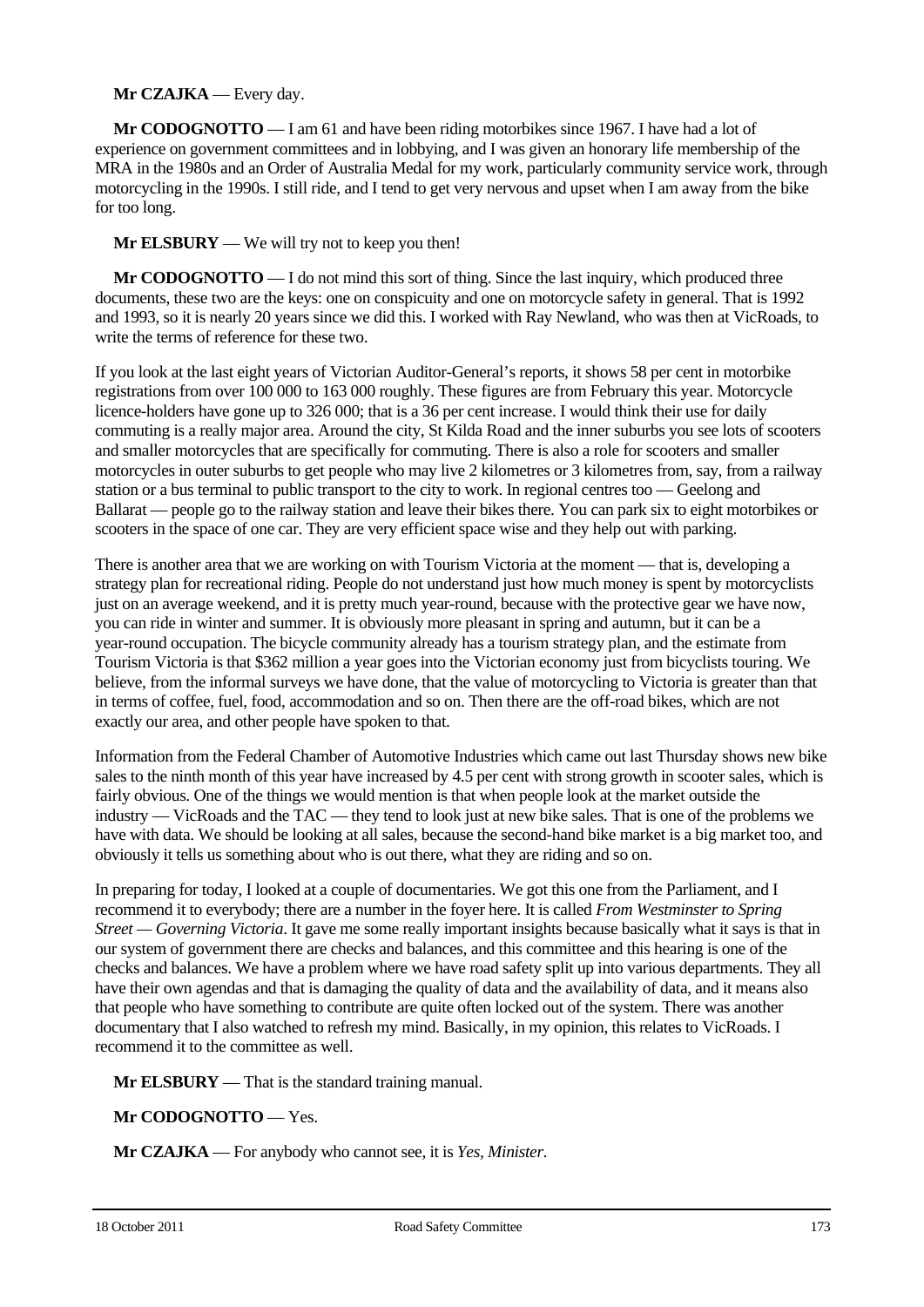**Mr CZAJKA** — Every day.

**Mr CODOGNOTTO** — I am 61 and have been riding motorbikes since 1967. I have had a lot of experience on government committees and in lobbying, and I was given an honorary life membership of the MRA in the 1980s and an Order of Australia Medal for my work, particularly community service work, through motorcycling in the 1990s. I still ride, and I tend to get very nervous and upset when I am away from the bike for too long.

**Mr ELSBURY** — We will try not to keep you then!

**Mr CODOGNOTTO** — I do not mind this sort of thing. Since the last inquiry, which produced three documents, these two are the keys: one on conspicuity and one on motorcycle safety in general. That is 1992 and 1993, so it is nearly 20 years since we did this. I worked with Ray Newland, who was then at VicRoads, to write the terms of reference for these two.

If you look at the last eight years of Victorian Auditor-General's reports, it shows 58 per cent in motorbike registrations from over 100 000 to 163 000 roughly. These figures are from February this year. Motorcycle licence-holders have gone up to 326 000; that is a 36 per cent increase. I would think their use for daily commuting is a really major area. Around the city, St Kilda Road and the inner suburbs you see lots of scooters and smaller motorcycles that are specifically for commuting. There is also a role for scooters and smaller motorcycles in outer suburbs to get people who may live 2 kilometres or 3 kilometres from, say, from a railway station or a bus terminal to public transport to the city to work. In regional centres too — Geelong and Ballarat — people go to the railway station and leave their bikes there. You can park six to eight motorbikes or scooters in the space of one car. They are very efficient space wise and they help out with parking.

There is another area that we are working on with Tourism Victoria at the moment — that is, developing a strategy plan for recreational riding. People do not understand just how much money is spent by motorcyclists just on an average weekend, and it is pretty much year-round, because with the protective gear we have now, you can ride in winter and summer. It is obviously more pleasant in spring and autumn, but it can be a year-round occupation. The bicycle community already has a tourism strategy plan, and the estimate from Tourism Victoria is that $362 million a year goes into the Victorian economy just from bicyclists touring. We believe, from the informal surveys we have done, that the value of motorcycling to Victoria is greater than that in terms of coffee, fuel, food, accommodation and so on. Then there are the off-road bikes, which are not exactly our area, and other people have spoken to that.

Information from the Federal Chamber of Automotive Industries which came out last Thursday shows new bike sales to the ninth month of this year have increased by 4.5 per cent with strong growth in scooter sales, which is fairly obvious. One of the things we would mention is that when people look at the market outside the industry — VicRoads and the TAC — they tend to look just at new bike sales. That is one of the problems we have with data. We should be looking at all sales, because the second-hand bike market is a big market too, and obviously it tells us something about who is out there, what they are riding and so on.

In preparing for today, I looked at a couple of documentaries. We got this one from the Parliament, and I recommend it to everybody; there are a number in the foyer here. It is called *From Westminster to Spring Street — Governing Victoria*. It gave me some really important insights because basically what it says is that in our system of government there are checks and balances, and this committee and this hearing is one of the checks and balances. We have a problem where we have road safety split up into various departments. They all have their own agendas and that is damaging the quality of data and the availability of data, and it means also that people who have something to contribute are quite often locked out of the system. There was another documentary that I also watched to refresh my mind. Basically, in my opinion, this relates to VicRoads. I recommend it to the committee as well.

**Mr ELSBURY** — That is the standard training manual.

**Mr CODOGNOTTO** — Yes.

**Mr CZAJKA** — For anybody who cannot see, it is *Yes, Minister*.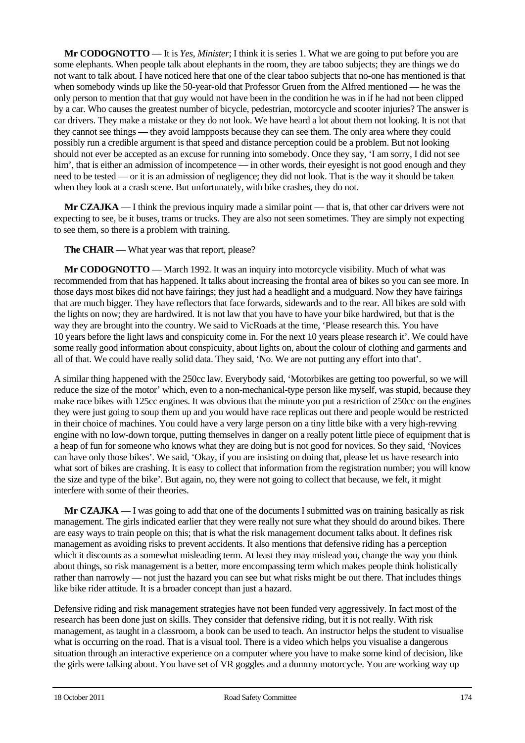**Mr CODOGNOTTO** — It is *Yes, Minister*; I think it is series 1. What we are going to put before you are some elephants. When people talk about elephants in the room, they are taboo subjects; they are things we do not want to talk about. I have noticed here that one of the clear taboo subjects that no-one has mentioned is that when somebody winds up like the 50-year-old that Professor Gruen from the Alfred mentioned — he was the only person to mention that that guy would not have been in the condition he was in if he had not been clipped by a car. Who causes the greatest number of bicycle, pedestrian, motorcycle and scooter injuries? The answer is car drivers. They make a mistake or they do not look. We have heard a lot about them not looking. It is not that they cannot see things — they avoid lampposts because they can see them. The only area where they could possibly run a credible argument is that speed and distance perception could be a problem. But not looking should not ever be accepted as an excuse for running into somebody. Once they say, 'I am sorry, I did not see him', that is either an admission of incompetence — in other words, their eyesight is not good enough and they need to be tested — or it is an admission of negligence; they did not look. That is the way it should be taken when they look at a crash scene. But unfortunately, with bike crashes, they do not.

**Mr CZAJKA** — I think the previous inquiry made a similar point — that is, that other car drivers were not expecting to see, be it buses, trams or trucks. They are also not seen sometimes. They are simply not expecting to see them, so there is a problem with training.

**The CHAIR** — What year was that report, please?

**Mr CODOGNOTTO** — March 1992. It was an inquiry into motorcycle visibility. Much of what was recommended from that has happened. It talks about increasing the frontal area of bikes so you can see more. In those days most bikes did not have fairings; they just had a headlight and a mudguard. Now they have fairings that are much bigger. They have reflectors that face forwards, sidewards and to the rear. All bikes are sold with the lights on now; they are hardwired. It is not law that you have to have your bike hardwired, but that is the way they are brought into the country. We said to VicRoads at the time, 'Please research this. You have 10 years before the light laws and conspicuity come in. For the next 10 years please research it'. We could have some really good information about conspicuity, about lights on, about the colour of clothing and garments and all of that. We could have really solid data. They said, 'No. We are not putting any effort into that'.

A similar thing happened with the 250cc law. Everybody said, 'Motorbikes are getting too powerful, so we will reduce the size of the motor' which, even to a non-mechanical-type person like myself, was stupid, because they make race bikes with 125cc engines. It was obvious that the minute you put a restriction of 250cc on the engines they were just going to soup them up and you would have race replicas out there and people would be restricted in their choice of machines. You could have a very large person on a tiny little bike with a very high-revving engine with no low-down torque, putting themselves in danger on a really potent little piece of equipment that is a heap of fun for someone who knows what they are doing but is not good for novices. So they said, 'Novices can have only those bikes'. We said, 'Okay, if you are insisting on doing that, please let us have research into what sort of bikes are crashing. It is easy to collect that information from the registration number; you will know the size and type of the bike'. But again, no, they were not going to collect that because, we felt, it might interfere with some of their theories.

**Mr CZAJKA** — I was going to add that one of the documents I submitted was on training basically as risk management. The girls indicated earlier that they were really not sure what they should do around bikes. There are easy ways to train people on this; that is what the risk management document talks about. It defines risk management as avoiding risks to prevent accidents. It also mentions that defensive riding has a perception which it discounts as a somewhat misleading term. At least they may mislead you, change the way you think about things, so risk management is a better, more encompassing term which makes people think holistically rather than narrowly — not just the hazard you can see but what risks might be out there. That includes things like bike rider attitude. It is a broader concept than just a hazard.

Defensive riding and risk management strategies have not been funded very aggressively. In fact most of the research has been done just on skills. They consider that defensive riding, but it is not really. With risk management, as taught in a classroom, a book can be used to teach. An instructor helps the student to visualise what is occurring on the road. That is a visual tool. There is a video which helps you visualise a dangerous situation through an interactive experience on a computer where you have to make some kind of decision, like the girls were talking about. You have set of VR goggles and a dummy motorcycle. You are working way up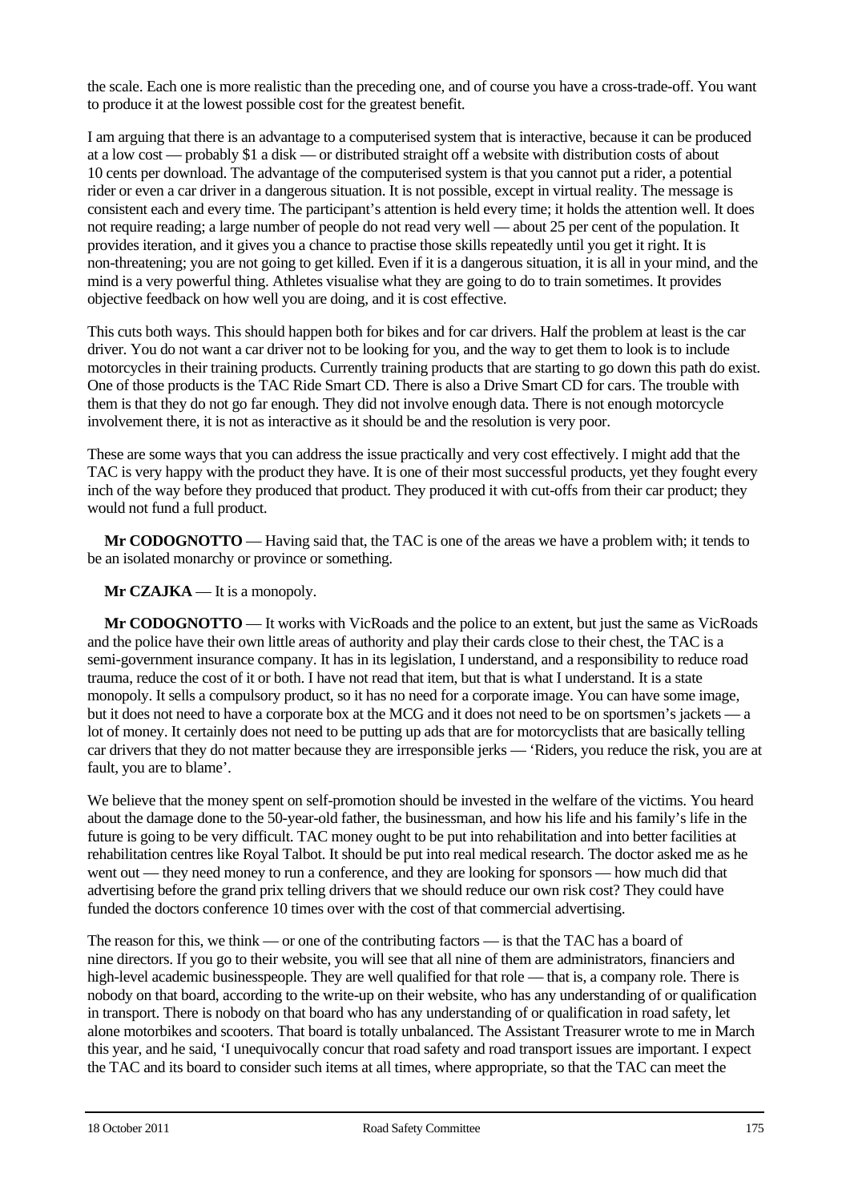the scale. Each one is more realistic than the preceding one, and of course you have a cross-trade-off. You want to produce it at the lowest possible cost for the greatest benefit.

I am arguing that there is an advantage to a computerised system that is interactive, because it can be produced at a low cost — probably $1 a disk — or distributed straight off a website with distribution costs of about 10 cents per download. The advantage of the computerised system is that you cannot put a rider, a potential rider or even a car driver in a dangerous situation. It is not possible, except in virtual reality. The message is consistent each and every time. The participant's attention is held every time; it holds the attention well. It does not require reading; a large number of people do not read very well — about 25 per cent of the population. It provides iteration, and it gives you a chance to practise those skills repeatedly until you get it right. It is non-threatening; you are not going to get killed. Even if it is a dangerous situation, it is all in your mind, and the mind is a very powerful thing. Athletes visualise what they are going to do to train sometimes. It provides objective feedback on how well you are doing, and it is cost effective.

This cuts both ways. This should happen both for bikes and for car drivers. Half the problem at least is the car driver. You do not want a car driver not to be looking for you, and the way to get them to look is to include motorcycles in their training products. Currently training products that are starting to go down this path do exist. One of those products is the TAC Ride Smart CD. There is also a Drive Smart CD for cars. The trouble with them is that they do not go far enough. They did not involve enough data. There is not enough motorcycle involvement there, it is not as interactive as it should be and the resolution is very poor.

These are some ways that you can address the issue practically and very cost effectively. I might add that the TAC is very happy with the product they have. It is one of their most successful products, yet they fought every inch of the way before they produced that product. They produced it with cut-offs from their car product; they would not fund a full product.

**Mr CODOGNOTTO** — Having said that, the TAC is one of the areas we have a problem with; it tends to be an isolated monarchy or province or something.

**Mr CZAJKA** — It is a monopoly.

**Mr CODOGNOTTO** — It works with VicRoads and the police to an extent, but just the same as VicRoads and the police have their own little areas of authority and play their cards close to their chest, the TAC is a semi-government insurance company. It has in its legislation, I understand, and a responsibility to reduce road trauma, reduce the cost of it or both. I have not read that item, but that is what I understand. It is a state monopoly. It sells a compulsory product, so it has no need for a corporate image. You can have some image, but it does not need to have a corporate box at the MCG and it does not need to be on sportsmen's jackets — a lot of money. It certainly does not need to be putting up ads that are for motorcyclists that are basically telling car drivers that they do not matter because they are irresponsible jerks — 'Riders, you reduce the risk, you are at fault, you are to blame'.

We believe that the money spent on self-promotion should be invested in the welfare of the victims. You heard about the damage done to the 50-year-old father, the businessman, and how his life and his family's life in the future is going to be very difficult. TAC money ought to be put into rehabilitation and into better facilities at rehabilitation centres like Royal Talbot. It should be put into real medical research. The doctor asked me as he went out — they need money to run a conference, and they are looking for sponsors — how much did that advertising before the grand prix telling drivers that we should reduce our own risk cost? They could have funded the doctors conference 10 times over with the cost of that commercial advertising.

The reason for this, we think — or one of the contributing factors — is that the TAC has a board of nine directors. If you go to their website, you will see that all nine of them are administrators, financiers and high-level academic businesspeople. They are well qualified for that role — that is, a company role. There is nobody on that board, according to the write-up on their website, who has any understanding of or qualification in transport. There is nobody on that board who has any understanding of or qualification in road safety, let alone motorbikes and scooters. That board is totally unbalanced. The Assistant Treasurer wrote to me in March this year, and he said, 'I unequivocally concur that road safety and road transport issues are important. I expect the TAC and its board to consider such items at all times, where appropriate, so that the TAC can meet the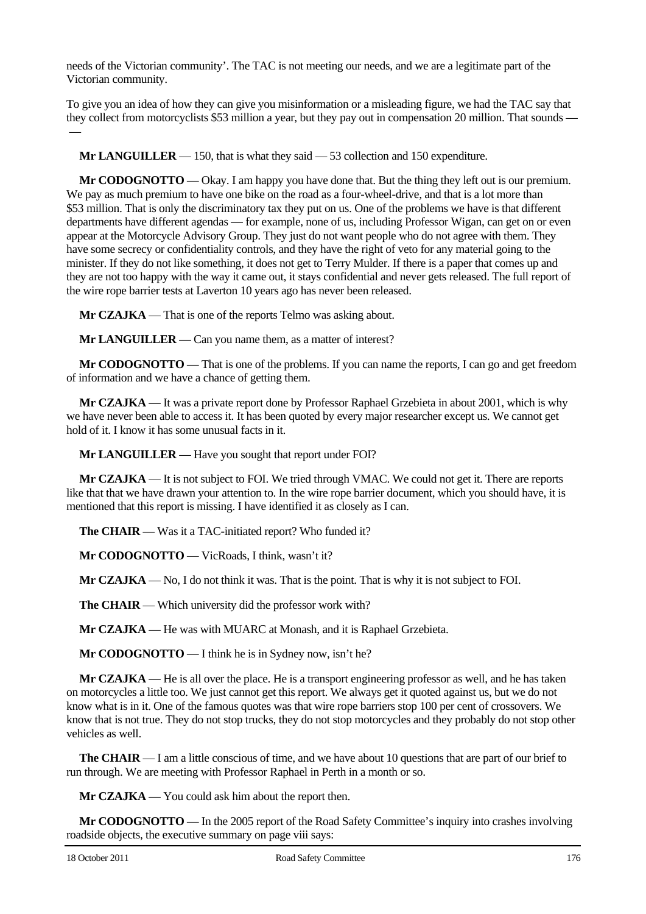needs of the Victorian community'. The TAC is not meeting our needs, and we are a legitimate part of the Victorian community.

To give you an idea of how they can give you misinformation or a misleading figure, we had the TAC say that they collect from motorcyclists $53 million a year, but they pay out in compensation 20 million. That sounds — —

**Mr LANGUILLER** — 150, that is what they said — 53 collection and 150 expenditure.

**Mr CODOGNOTTO** — Okay. I am happy you have done that. But the thing they left out is our premium. We pay as much premium to have one bike on the road as a four-wheel-drive, and that is a lot more than $53 million. That is only the discriminatory tax they put on us. One of the problems we have is that different departments have different agendas — for example, none of us, including Professor Wigan, can get on or even appear at the Motorcycle Advisory Group. They just do not want people who do not agree with them. They have some secrecy or confidentiality controls, and they have the right of veto for any material going to the minister. If they do not like something, it does not get to Terry Mulder. If there is a paper that comes up and they are not too happy with the way it came out, it stays confidential and never gets released. The full report of the wire rope barrier tests at Laverton 10 years ago has never been released.

**Mr CZAJKA** — That is one of the reports Telmo was asking about.

**Mr LANGUILLER** — Can you name them, as a matter of interest?

**Mr CODOGNOTTO** — That is one of the problems. If you can name the reports, I can go and get freedom of information and we have a chance of getting them.

**Mr CZAJKA** — It was a private report done by Professor Raphael Grzebieta in about 2001, which is why we have never been able to access it. It has been quoted by every major researcher except us. We cannot get hold of it. I know it has some unusual facts in it.

**Mr LANGUILLER** — Have you sought that report under FOI?

**Mr CZAJKA** — It is not subject to FOI. We tried through VMAC. We could not get it. There are reports like that that we have drawn your attention to. In the wire rope barrier document, which you should have, it is mentioned that this report is missing. I have identified it as closely as I can.

**The CHAIR** — Was it a TAC-initiated report? Who funded it?

**Mr CODOGNOTTO** — VicRoads, I think, wasn't it?

**Mr CZAJKA** — No, I do not think it was. That is the point. That is why it is not subject to FOI.

**The CHAIR** — Which university did the professor work with?

**Mr CZAJKA** — He was with MUARC at Monash, and it is Raphael Grzebieta.

**Mr CODOGNOTTO** — I think he is in Sydney now, isn't he?

**Mr CZAJKA** — He is all over the place. He is a transport engineering professor as well, and he has taken on motorcycles a little too. We just cannot get this report. We always get it quoted against us, but we do not know what is in it. One of the famous quotes was that wire rope barriers stop 100 per cent of crossovers. We know that is not true. They do not stop trucks, they do not stop motorcycles and they probably do not stop other vehicles as well.

**The CHAIR** — I am a little conscious of time, and we have about 10 questions that are part of our brief to run through. We are meeting with Professor Raphael in Perth in a month or so.

**Mr CZAJKA** — You could ask him about the report then.

**Mr CODOGNOTTO** — In the 2005 report of the Road Safety Committee's inquiry into crashes involving roadside objects, the executive summary on page viii says: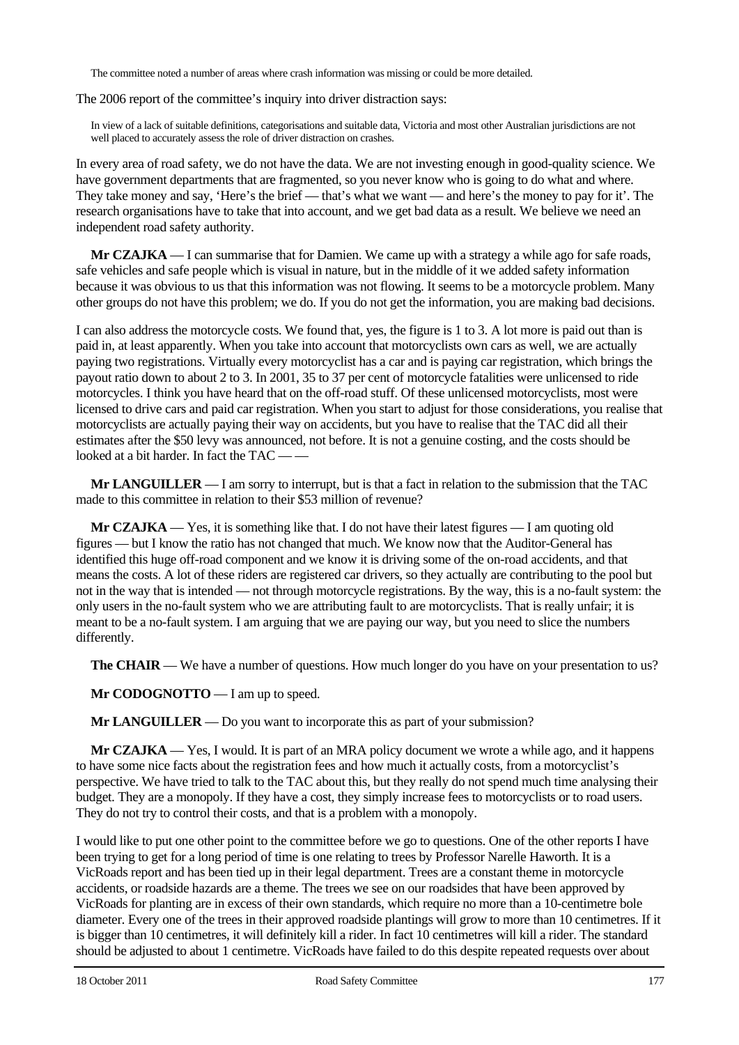> The committee noted a number of areas where crash information was missing or could be more detailed.

The 2006 report of the committee's inquiry into driver distraction says:

> In view of a lack of suitable definitions, categorisations and suitable data, Victoria and most other Australian jurisdictions are not well placed to accurately assess the role of driver distraction on crashes.

In every area of road safety, we do not have the data. We are not investing enough in good-quality science. We have government departments that are fragmented, so you never know who is going to do what and where. They take money and say, 'Here's the brief — that's what we want — and here's the money to pay for it'. The research organisations have to take that into account, and we get bad data as a result. We believe we need an independent road safety authority.

**Mr CZAJKA** — I can summarise that for Damien. We came up with a strategy a while ago for safe roads, safe vehicles and safe people which is visual in nature, but in the middle of it we added safety information because it was obvious to us that this information was not flowing. It seems to be a motorcycle problem. Many other groups do not have this problem; we do. If you do not get the information, you are making bad decisions.

I can also address the motorcycle costs. We found that, yes, the figure is 1 to 3. A lot more is paid out than is paid in, at least apparently. When you take into account that motorcyclists own cars as well, we are actually paying two registrations. Virtually every motorcyclist has a car and is paying car registration, which brings the payout ratio down to about 2 to 3. In 2001, 35 to 37 per cent of motorcycle fatalities were unlicensed to ride motorcycles. I think you have heard that on the off-road stuff. Of these unlicensed motorcyclists, most were licensed to drive cars and paid car registration. When you start to adjust for those considerations, you realise that motorcyclists are actually paying their way on accidents, but you have to realise that the TAC did all their estimates after the $50 levy was announced, not before. It is not a genuine costing, and the costs should be looked at a bit harder. In fact the TAC — —

**Mr LANGUILLER** — I am sorry to interrupt, but is that a fact in relation to the submission that the TAC made to this committee in relation to their $53 million of revenue?

**Mr CZAJKA** — Yes, it is something like that. I do not have their latest figures — I am quoting old figures — but I know the ratio has not changed that much. We know now that the Auditor-General has identified this huge off-road component and we know it is driving some of the on-road accidents, and that means the costs. A lot of these riders are registered car drivers, so they actually are contributing to the pool but not in the way that is intended — not through motorcycle registrations. By the way, this is a no-fault system: the only users in the no-fault system who we are attributing fault to are motorcyclists. That is really unfair; it is meant to be a no-fault system. I am arguing that we are paying our way, but you need to slice the numbers differently.

**The CHAIR** — We have a number of questions. How much longer do you have on your presentation to us?

**Mr CODOGNOTTO** — I am up to speed.

**Mr LANGUILLER** — Do you want to incorporate this as part of your submission?

**Mr CZAJKA** — Yes, I would. It is part of an MRA policy document we wrote a while ago, and it happens to have some nice facts about the registration fees and how much it actually costs, from a motorcyclist's perspective. We have tried to talk to the TAC about this, but they really do not spend much time analysing their budget. They are a monopoly. If they have a cost, they simply increase fees to motorcyclists or to road users. They do not try to control their costs, and that is a problem with a monopoly.

I would like to put one other point to the committee before we go to questions. One of the other reports I have been trying to get for a long period of time is one relating to trees by Professor Narelle Haworth. It is a VicRoads report and has been tied up in their legal department. Trees are a constant theme in motorcycle accidents, or roadside hazards are a theme. The trees we see on our roadsides that have been approved by VicRoads for planting are in excess of their own standards, which require no more than a 10-centimetre bole diameter. Every one of the trees in their approved roadside plantings will grow to more than 10 centimetres. If it is bigger than 10 centimetres, it will definitely kill a rider. In fact 10 centimetres will kill a rider. The standard should be adjusted to about 1 centimetre. VicRoads have failed to do this despite repeated requests over about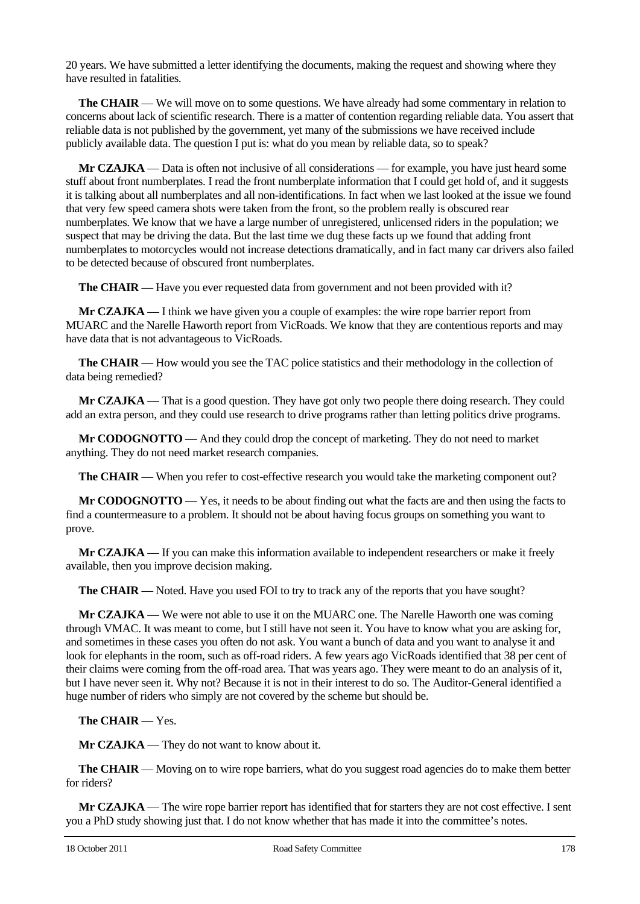20 years. We have submitted a letter identifying the documents, making the request and showing where they have resulted in fatalities.

**The CHAIR** — We will move on to some questions. We have already had some commentary in relation to concerns about lack of scientific research. There is a matter of contention regarding reliable data. You assert that reliable data is not published by the government, yet many of the submissions we have received include publicly available data. The question I put is: what do you mean by reliable data, so to speak?

**Mr CZAJKA** — Data is often not inclusive of all considerations — for example, you have just heard some stuff about front numberplates. I read the front numberplate information that I could get hold of, and it suggests it is talking about all numberplates and all non-identifications. In fact when we last looked at the issue we found that very few speed camera shots were taken from the front, so the problem really is obscured rear numberplates. We know that we have a large number of unregistered, unlicensed riders in the population; we suspect that may be driving the data. But the last time we dug these facts up we found that adding front numberplates to motorcycles would not increase detections dramatically, and in fact many car drivers also failed to be detected because of obscured front numberplates.

**The CHAIR** — Have you ever requested data from government and not been provided with it?

**Mr CZAJKA** — I think we have given you a couple of examples: the wire rope barrier report from MUARC and the Narelle Haworth report from VicRoads. We know that they are contentious reports and may have data that is not advantageous to VicRoads.

**The CHAIR** — How would you see the TAC police statistics and their methodology in the collection of data being remedied?

**Mr CZAJKA** — That is a good question. They have got only two people there doing research. They could add an extra person, and they could use research to drive programs rather than letting politics drive programs.

**Mr CODOGNOTTO** — And they could drop the concept of marketing. They do not need to market anything. They do not need market research companies.

**The CHAIR** — When you refer to cost-effective research you would take the marketing component out?

**Mr CODOGNOTTO** — Yes, it needs to be about finding out what the facts are and then using the facts to find a countermeasure to a problem. It should not be about having focus groups on something you want to prove.

**Mr CZAJKA** — If you can make this information available to independent researchers or make it freely available, then you improve decision making.

**The CHAIR** — Noted. Have you used FOI to try to track any of the reports that you have sought?

**Mr CZAJKA** — We were not able to use it on the MUARC one. The Narelle Haworth one was coming through VMAC. It was meant to come, but I still have not seen it. You have to know what you are asking for, and sometimes in these cases you often do not ask. You want a bunch of data and you want to analyse it and look for elephants in the room, such as off-road riders. A few years ago VicRoads identified that 38 per cent of their claims were coming from the off-road area. That was years ago. They were meant to do an analysis of it, but I have never seen it. Why not? Because it is not in their interest to do so. The Auditor-General identified a huge number of riders who simply are not covered by the scheme but should be.

**The CHAIR** — Yes.

**Mr CZAJKA** — They do not want to know about it.

**The CHAIR** — Moving on to wire rope barriers, what do you suggest road agencies do to make them better for riders?

**Mr CZAJKA** — The wire rope barrier report has identified that for starters they are not cost effective. I sent you a PhD study showing just that. I do not know whether that has made it into the committee's notes.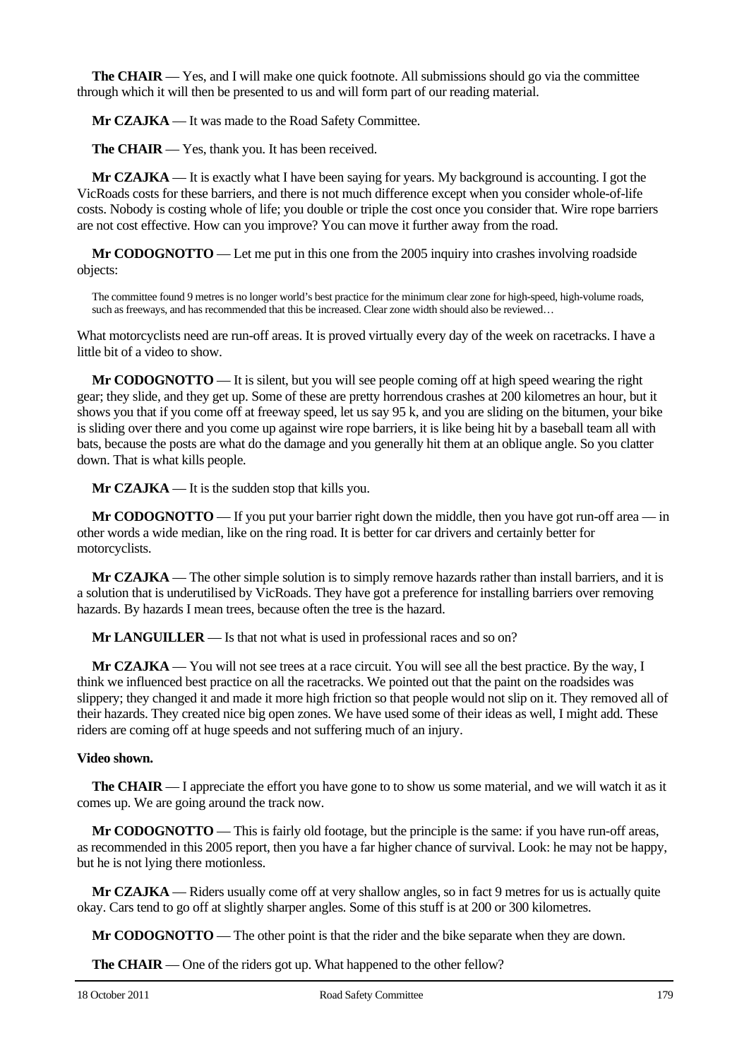**The CHAIR** — Yes, and I will make one quick footnote. All submissions should go via the committee through which it will then be presented to us and will form part of our reading material.

**Mr CZAJKA** — It was made to the Road Safety Committee.

**The CHAIR** — Yes, thank you. It has been received.

**Mr CZAJKA** — It is exactly what I have been saying for years. My background is accounting. I got the VicRoads costs for these barriers, and there is not much difference except when you consider whole-of-life costs. Nobody is costing whole of life; you double or triple the cost once you consider that. Wire rope barriers are not cost effective. How can you improve? You can move it further away from the road.

**Mr CODOGNOTTO** — Let me put in this one from the 2005 inquiry into crashes involving roadside objects:

> The committee found 9 metres is no longer world's best practice for the minimum clear zone for high-speed, high-volume roads, such as freeways, and has recommended that this be increased. Clear zone width should also be reviewed…

What motorcyclists need are run-off areas. It is proved virtually every day of the week on racetracks. I have a little bit of a video to show.

**Mr CODOGNOTTO** — It is silent, but you will see people coming off at high speed wearing the right gear; they slide, and they get up. Some of these are pretty horrendous crashes at 200 kilometres an hour, but it shows you that if you come off at freeway speed, let us say 95 k, and you are sliding on the bitumen, your bike is sliding over there and you come up against wire rope barriers, it is like being hit by a baseball team all with bats, because the posts are what do the damage and you generally hit them at an oblique angle. So you clatter down. That is what kills people.

**Mr CZAJKA** — It is the sudden stop that kills you.

**Mr CODOGNOTTO** — If you put your barrier right down the middle, then you have got run-off area — in other words a wide median, like on the ring road. It is better for car drivers and certainly better for motorcyclists.

**Mr CZAJKA** — The other simple solution is to simply remove hazards rather than install barriers, and it is a solution that is underutilised by VicRoads. They have got a preference for installing barriers over removing hazards. By hazards I mean trees, because often the tree is the hazard.

**Mr LANGUILLER** — Is that not what is used in professional races and so on?

**Mr CZAJKA** — You will not see trees at a race circuit. You will see all the best practice. By the way, I think we influenced best practice on all the racetracks. We pointed out that the paint on the roadsides was slippery; they changed it and made it more high friction so that people would not slip on it. They removed all of their hazards. They created nice big open zones. We have used some of their ideas as well, I might add. These riders are coming off at huge speeds and not suffering much of an injury.

**Video shown.**

**The CHAIR** — I appreciate the effort you have gone to to show us some material, and we will watch it as it comes up. We are going around the track now.

**Mr CODOGNOTTO** — This is fairly old footage, but the principle is the same: if you have run-off areas, as recommended in this 2005 report, then you have a far higher chance of survival. Look: he may not be happy, but he is not lying there motionless.

**Mr CZAJKA** — Riders usually come off at very shallow angles, so in fact 9 metres for us is actually quite okay. Cars tend to go off at slightly sharper angles. Some of this stuff is at 200 or 300 kilometres.

**Mr CODOGNOTTO** — The other point is that the rider and the bike separate when they are down.

**The CHAIR** — One of the riders got up. What happened to the other fellow?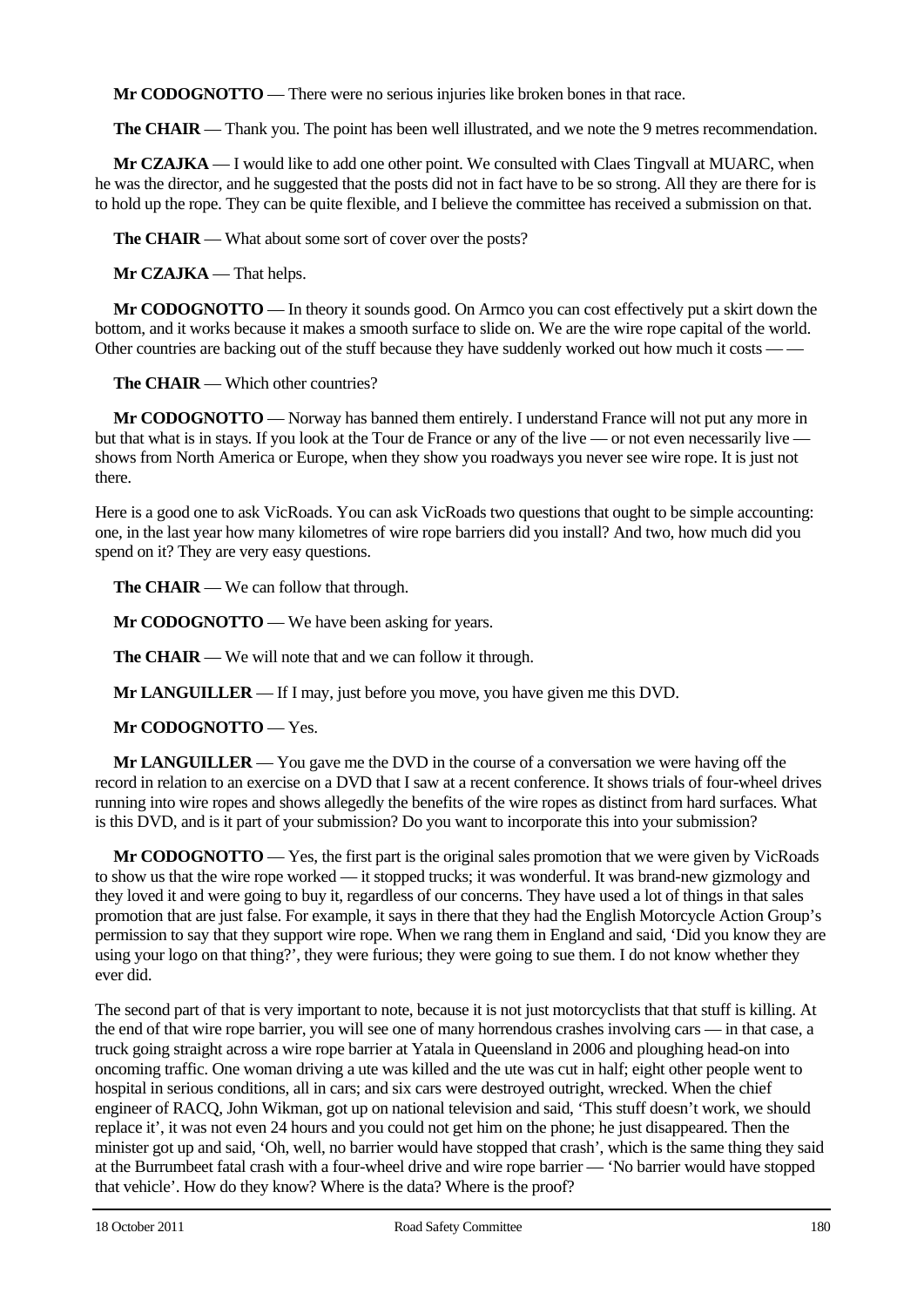**Mr CODOGNOTTO** — There were no serious injuries like broken bones in that race.

**The CHAIR** — Thank you. The point has been well illustrated, and we note the 9 metres recommendation.

**Mr CZAJKA** — I would like to add one other point. We consulted with Claes Tingvall at MUARC, when he was the director, and he suggested that the posts did not in fact have to be so strong. All they are there for is to hold up the rope. They can be quite flexible, and I believe the committee has received a submission on that.

**The CHAIR** — What about some sort of cover over the posts?

**Mr CZAJKA** — That helps.

**Mr CODOGNOTTO** — In theory it sounds good. On Armco you can cost effectively put a skirt down the bottom, and it works because it makes a smooth surface to slide on. We are the wire rope capital of the world. Other countries are backing out of the stuff because they have suddenly worked out how much it costs — —

**The CHAIR** — Which other countries?

**Mr CODOGNOTTO** — Norway has banned them entirely. I understand France will not put any more in but that what is in stays. If you look at the Tour de France or any of the live — or not even necessarily live — shows from North America or Europe, when they show you roadways you never see wire rope. It is just not there.

Here is a good one to ask VicRoads. You can ask VicRoads two questions that ought to be simple accounting: one, in the last year how many kilometres of wire rope barriers did you install? And two, how much did you spend on it? They are very easy questions.

**The CHAIR** — We can follow that through.

**Mr CODOGNOTTO** — We have been asking for years.

**The CHAIR** — We will note that and we can follow it through.

**Mr LANGUILLER** — If I may, just before you move, you have given me this DVD.

**Mr CODOGNOTTO** — Yes.

**Mr LANGUILLER** — You gave me the DVD in the course of a conversation we were having off the record in relation to an exercise on a DVD that I saw at a recent conference. It shows trials of four-wheel drives running into wire ropes and shows allegedly the benefits of the wire ropes as distinct from hard surfaces. What is this DVD, and is it part of your submission? Do you want to incorporate this into your submission?

**Mr CODOGNOTTO** — Yes, the first part is the original sales promotion that we were given by VicRoads to show us that the wire rope worked — it stopped trucks; it was wonderful. It was brand-new gizmology and they loved it and were going to buy it, regardless of our concerns. They have used a lot of things in that sales promotion that are just false. For example, it says in there that they had the English Motorcycle Action Group's permission to say that they support wire rope. When we rang them in England and said, 'Did you know they are using your logo on that thing?', they were furious; they were going to sue them. I do not know whether they ever did.

The second part of that is very important to note, because it is not just motorcyclists that that stuff is killing. At the end of that wire rope barrier, you will see one of many horrendous crashes involving cars — in that case, a truck going straight across a wire rope barrier at Yatala in Queensland in 2006 and ploughing head-on into oncoming traffic. One woman driving a ute was killed and the ute was cut in half; eight other people went to hospital in serious conditions, all in cars; and six cars were destroyed outright, wrecked. When the chief engineer of RACQ, John Wikman, got up on national television and said, 'This stuff doesn't work, we should replace it', it was not even 24 hours and you could not get him on the phone; he just disappeared. Then the minister got up and said, 'Oh, well, no barrier would have stopped that crash', which is the same thing they said at the Burrumbeet fatal crash with a four-wheel drive and wire rope barrier — 'No barrier would have stopped that vehicle'. How do they know? Where is the data? Where is the proof?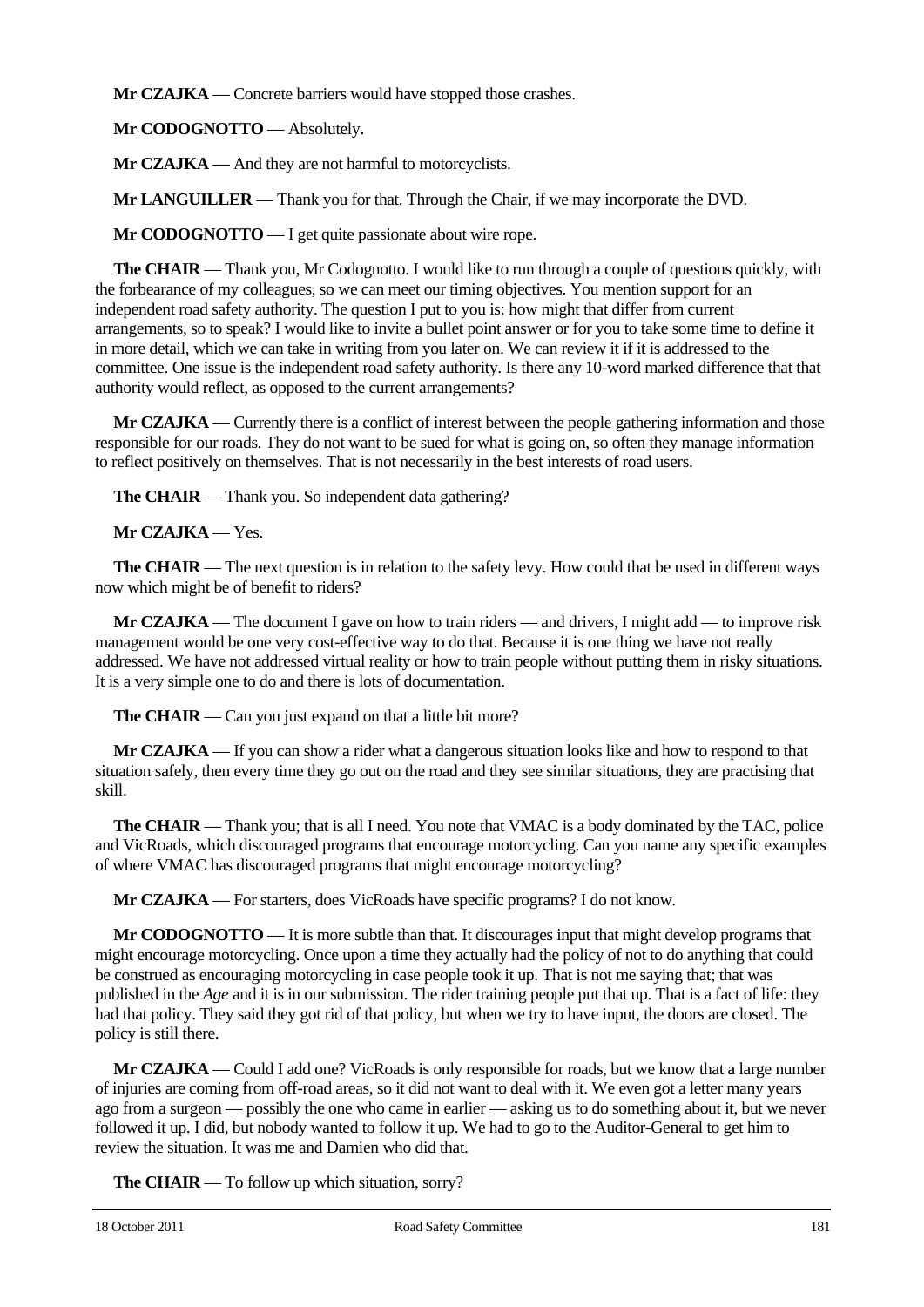**Mr CZAJKA** — Concrete barriers would have stopped those crashes.

**Mr CODOGNOTTO** — Absolutely.

**Mr CZAJKA** — And they are not harmful to motorcyclists.

**Mr LANGUILLER** — Thank you for that. Through the Chair, if we may incorporate the DVD.

**Mr CODOGNOTTO** — I get quite passionate about wire rope.

**The CHAIR** — Thank you, Mr Codognotto. I would like to run through a couple of questions quickly, with the forbearance of my colleagues, so we can meet our timing objectives. You mention support for an independent road safety authority. The question I put to you is: how might that differ from current arrangements, so to speak? I would like to invite a bullet point answer or for you to take some time to define it in more detail, which we can take in writing from you later on. We can review it if it is addressed to the committee. One issue is the independent road safety authority. Is there any 10-word marked difference that that authority would reflect, as opposed to the current arrangements?

**Mr CZAJKA** — Currently there is a conflict of interest between the people gathering information and those responsible for our roads. They do not want to be sued for what is going on, so often they manage information to reflect positively on themselves. That is not necessarily in the best interests of road users.

**The CHAIR** — Thank you. So independent data gathering?

**Mr CZAJKA** — Yes.

**The CHAIR** — The next question is in relation to the safety levy. How could that be used in different ways now which might be of benefit to riders?

**Mr CZAJKA** — The document I gave on how to train riders — and drivers, I might add — to improve risk management would be one very cost-effective way to do that. Because it is one thing we have not really addressed. We have not addressed virtual reality or how to train people without putting them in risky situations. It is a very simple one to do and there is lots of documentation.

**The CHAIR** — Can you just expand on that a little bit more?

**Mr CZAJKA** — If you can show a rider what a dangerous situation looks like and how to respond to that situation safely, then every time they go out on the road and they see similar situations, they are practising that skill.

**The CHAIR** — Thank you; that is all I need. You note that VMAC is a body dominated by the TAC, police and VicRoads, which discouraged programs that encourage motorcycling. Can you name any specific examples of where VMAC has discouraged programs that might encourage motorcycling?

**Mr CZAJKA** — For starters, does VicRoads have specific programs? I do not know.

**Mr CODOGNOTTO** — It is more subtle than that. It discourages input that might develop programs that might encourage motorcycling. Once upon a time they actually had the policy of not to do anything that could be construed as encouraging motorcycling in case people took it up. That is not me saying that; that was published in the *Age* and it is in our submission. The rider training people put that up. That is a fact of life: they had that policy. They said they got rid of that policy, but when we try to have input, the doors are closed. The policy is still there.

**Mr CZAJKA** — Could I add one? VicRoads is only responsible for roads, but we know that a large number of injuries are coming from off-road areas, so it did not want to deal with it. We even got a letter many years ago from a surgeon — possibly the one who came in earlier — asking us to do something about it, but we never followed it up. I did, but nobody wanted to follow it up. We had to go to the Auditor-General to get him to review the situation. It was me and Damien who did that.

**The CHAIR** — To follow up which situation, sorry?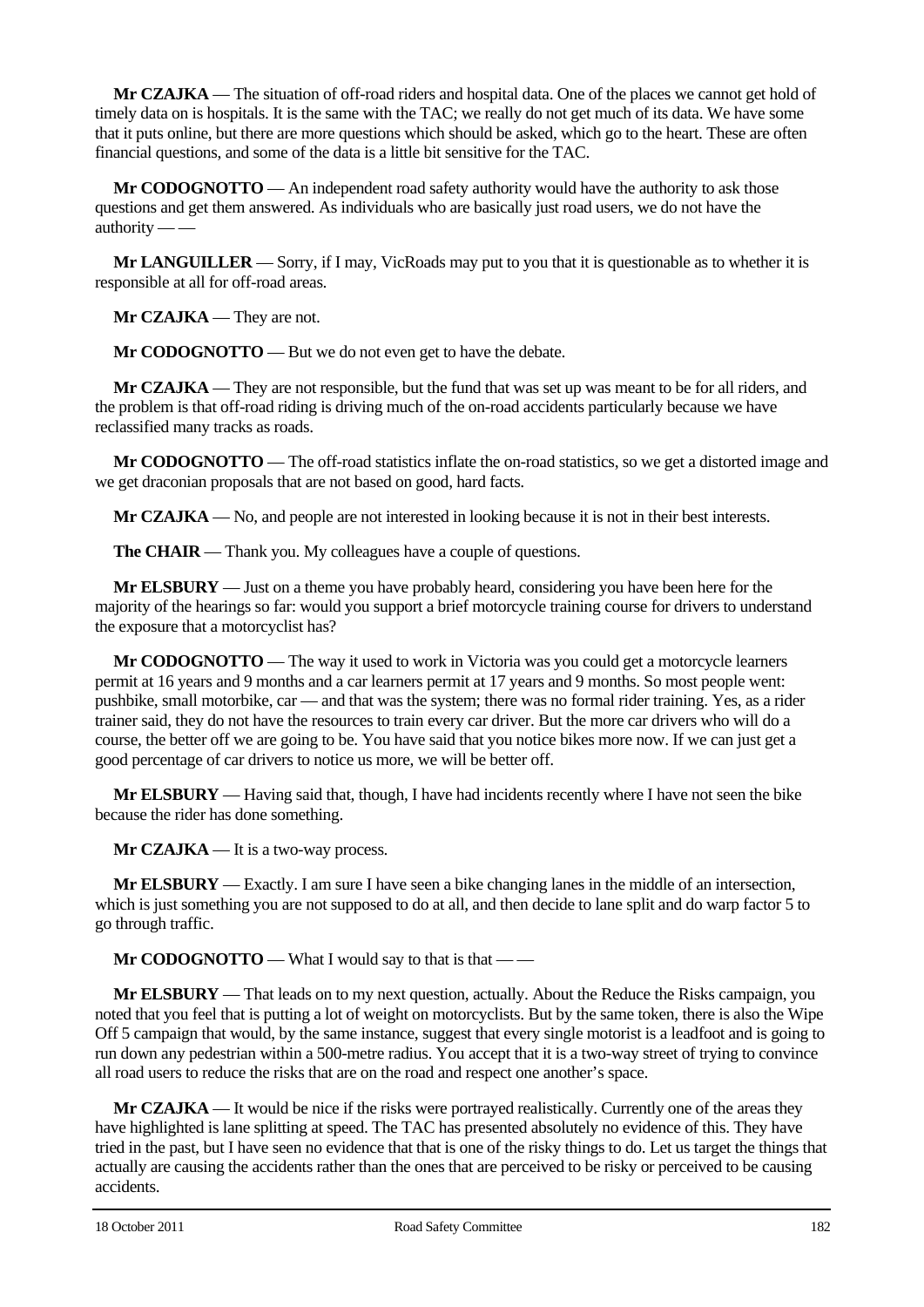**Mr CZAJKA** — The situation of off-road riders and hospital data. One of the places we cannot get hold of timely data on is hospitals. It is the same with the TAC; we really do not get much of its data. We have some that it puts online, but there are more questions which should be asked, which go to the heart. These are often financial questions, and some of the data is a little bit sensitive for the TAC.

**Mr CODOGNOTTO** — An independent road safety authority would have the authority to ask those questions and get them answered. As individuals who are basically just road users, we do not have the authority — —

**Mr LANGUILLER** — Sorry, if I may, VicRoads may put to you that it is questionable as to whether it is responsible at all for off-road areas.

**Mr CZAJKA** — They are not.

**Mr CODOGNOTTO** — But we do not even get to have the debate.

**Mr CZAJKA** — They are not responsible, but the fund that was set up was meant to be for all riders, and the problem is that off-road riding is driving much of the on-road accidents particularly because we have reclassified many tracks as roads.

**Mr CODOGNOTTO** — The off-road statistics inflate the on-road statistics, so we get a distorted image and we get draconian proposals that are not based on good, hard facts.

**Mr CZAJKA** — No, and people are not interested in looking because it is not in their best interests.

**The CHAIR** — Thank you. My colleagues have a couple of questions.

**Mr ELSBURY** — Just on a theme you have probably heard, considering you have been here for the majority of the hearings so far: would you support a brief motorcycle training course for drivers to understand the exposure that a motorcyclist has?

**Mr CODOGNOTTO** — The way it used to work in Victoria was you could get a motorcycle learners permit at 16 years and 9 months and a car learners permit at 17 years and 9 months. So most people went: pushbike, small motorbike, car — and that was the system; there was no formal rider training. Yes, as a rider trainer said, they do not have the resources to train every car driver. But the more car drivers who will do a course, the better off we are going to be. You have said that you notice bikes more now. If we can just get a good percentage of car drivers to notice us more, we will be better off.

**Mr ELSBURY** — Having said that, though, I have had incidents recently where I have not seen the bike because the rider has done something.

**Mr CZAJKA** — It is a two-way process.

**Mr ELSBURY** — Exactly. I am sure I have seen a bike changing lanes in the middle of an intersection, which is just something you are not supposed to do at all, and then decide to lane split and do warp factor 5 to go through traffic.

**Mr CODOGNOTTO** — What I would say to that is that — —

**Mr ELSBURY** — That leads on to my next question, actually. About the Reduce the Risks campaign, you noted that you feel that is putting a lot of weight on motorcyclists. But by the same token, there is also the Wipe Off 5 campaign that would, by the same instance, suggest that every single motorist is a leadfoot and is going to run down any pedestrian within a 500-metre radius. You accept that it is a two-way street of trying to convince all road users to reduce the risks that are on the road and respect one another's space.

**Mr CZAJKA** — It would be nice if the risks were portrayed realistically. Currently one of the areas they have highlighted is lane splitting at speed. The TAC has presented absolutely no evidence of this. They have tried in the past, but I have seen no evidence that that is one of the risky things to do. Let us target the things that actually are causing the accidents rather than the ones that are perceived to be risky or perceived to be causing accidents.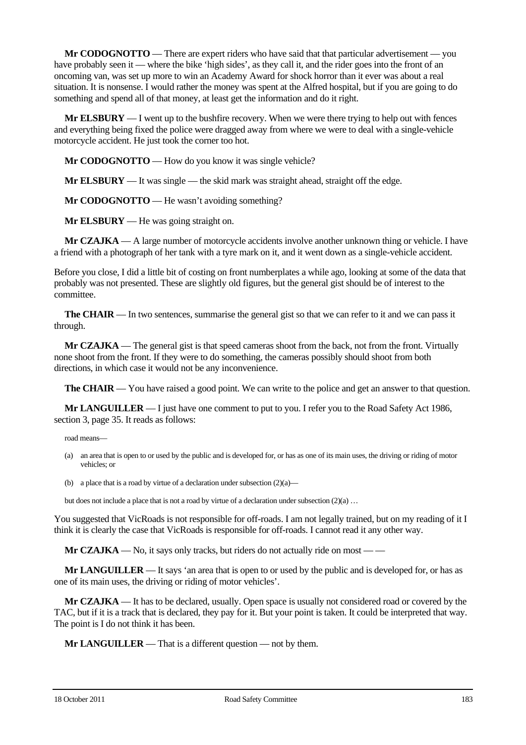**Mr CODOGNOTTO** — There are expert riders who have said that that particular advertisement — you have probably seen it — where the bike 'high sides', as they call it, and the rider goes into the front of an oncoming van, was set up more to win an Academy Award for shock horror than it ever was about a real situation. It is nonsense. I would rather the money was spent at the Alfred hospital, but if you are going to do something and spend all of that money, at least get the information and do it right.

**Mr ELSBURY** — I went up to the bushfire recovery. When we were there trying to help out with fences and everything being fixed the police were dragged away from where we were to deal with a single-vehicle motorcycle accident. He just took the corner too hot.

**Mr CODOGNOTTO** — How do you know it was single vehicle?

**Mr ELSBURY** — It was single — the skid mark was straight ahead, straight off the edge.

**Mr CODOGNOTTO** — He wasn't avoiding something?

**Mr ELSBURY** — He was going straight on.

**Mr CZAJKA** — A large number of motorcycle accidents involve another unknown thing or vehicle. I have a friend with a photograph of her tank with a tyre mark on it, and it went down as a single-vehicle accident.

Before you close, I did a little bit of costing on front numberplates a while ago, looking at some of the data that probably was not presented. These are slightly old figures, but the general gist should be of interest to the committee.

**The CHAIR** — In two sentences, summarise the general gist so that we can refer to it and we can pass it through.

**Mr CZAJKA** — The general gist is that speed cameras shoot from the back, not from the front. Virtually none shoot from the front. If they were to do something, the cameras possibly should shoot from both directions, in which case it would not be any inconvenience.

**The CHAIR** — You have raised a good point. We can write to the police and get an answer to that question.

**Mr LANGUILLER** — I just have one comment to put to you. I refer you to the Road Safety Act 1986, section 3, page 35. It reads as follows:

> road means—
>
> (a) an area that is open to or used by the public and is developed for, or has as one of its main uses, the driving or riding of motor vehicles; or
>
> (b) a place that is a road by virtue of a declaration under subsection (2)(a)—
>
> but does not include a place that is not a road by virtue of a declaration under subsection (2)(a) …

You suggested that VicRoads is not responsible for off-roads. I am not legally trained, but on my reading of it I think it is clearly the case that VicRoads is responsible for off-roads. I cannot read it any other way.

**Mr CZAJKA** — No, it says only tracks, but riders do not actually ride on most — —

**Mr LANGUILLER** — It says 'an area that is open to or used by the public and is developed for, or has as one of its main uses, the driving or riding of motor vehicles'.

**Mr CZAJKA** — It has to be declared, usually. Open space is usually not considered road or covered by the TAC, but if it is a track that is declared, they pay for it. But your point is taken. It could be interpreted that way. The point is I do not think it has been.

**Mr LANGUILLER** — That is a different question — not by them.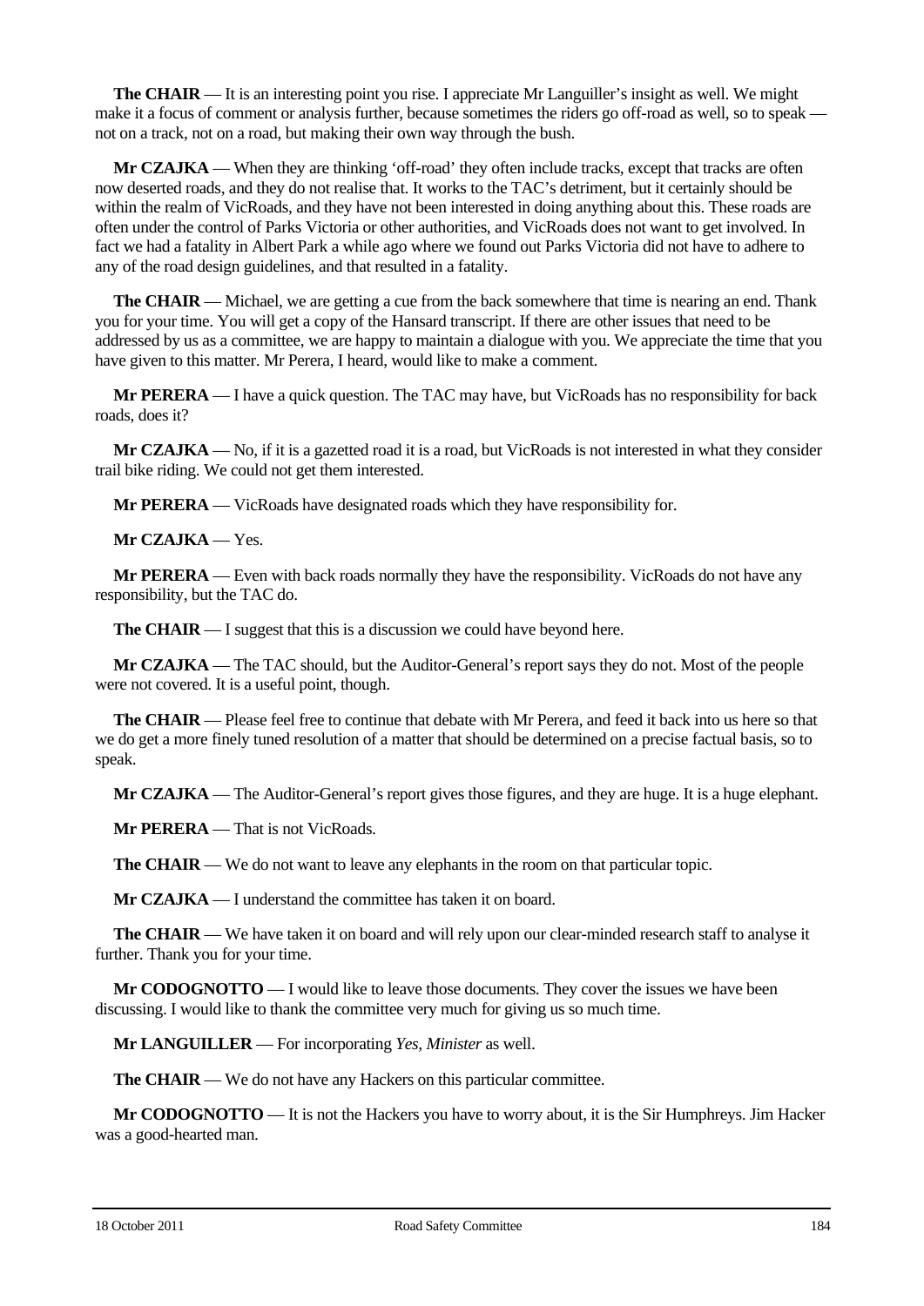**The CHAIR** — It is an interesting point you rise. I appreciate Mr Languiller's insight as well. We might make it a focus of comment or analysis further, because sometimes the riders go off-road as well, so to speak — not on a track, not on a road, but making their own way through the bush.

**Mr CZAJKA** — When they are thinking 'off-road' they often include tracks, except that tracks are often now deserted roads, and they do not realise that. It works to the TAC's detriment, but it certainly should be within the realm of VicRoads, and they have not been interested in doing anything about this. These roads are often under the control of Parks Victoria or other authorities, and VicRoads does not want to get involved. In fact we had a fatality in Albert Park a while ago where we found out Parks Victoria did not have to adhere to any of the road design guidelines, and that resulted in a fatality.

**The CHAIR** — Michael, we are getting a cue from the back somewhere that time is nearing an end. Thank you for your time. You will get a copy of the Hansard transcript. If there are other issues that need to be addressed by us as a committee, we are happy to maintain a dialogue with you. We appreciate the time that you have given to this matter. Mr Perera, I heard, would like to make a comment.

**Mr PERERA** — I have a quick question. The TAC may have, but VicRoads has no responsibility for back roads, does it?

**Mr CZAJKA** — No, if it is a gazetted road it is a road, but VicRoads is not interested in what they consider trail bike riding. We could not get them interested.

**Mr PERERA** — VicRoads have designated roads which they have responsibility for.

**Mr CZAJKA** — Yes.

**Mr PERERA** — Even with back roads normally they have the responsibility. VicRoads do not have any responsibility, but the TAC do.

**The CHAIR** — I suggest that this is a discussion we could have beyond here.

**Mr CZAJKA** — The TAC should, but the Auditor-General's report says they do not. Most of the people were not covered. It is a useful point, though.

**The CHAIR** — Please feel free to continue that debate with Mr Perera, and feed it back into us here so that we do get a more finely tuned resolution of a matter that should be determined on a precise factual basis, so to speak.

**Mr CZAJKA** — The Auditor-General's report gives those figures, and they are huge. It is a huge elephant.

**Mr PERERA** — That is not VicRoads.

**The CHAIR** — We do not want to leave any elephants in the room on that particular topic.

**Mr CZAJKA** — I understand the committee has taken it on board.

**The CHAIR** — We have taken it on board and will rely upon our clear-minded research staff to analyse it further. Thank you for your time.

**Mr CODOGNOTTO** — I would like to leave those documents. They cover the issues we have been discussing. I would like to thank the committee very much for giving us so much time.

**Mr LANGUILLER** — For incorporating *Yes, Minister* as well.

**The CHAIR** — We do not have any Hackers on this particular committee.

**Mr CODOGNOTTO** — It is not the Hackers you have to worry about, it is the Sir Humphreys. Jim Hacker was a good-hearted man.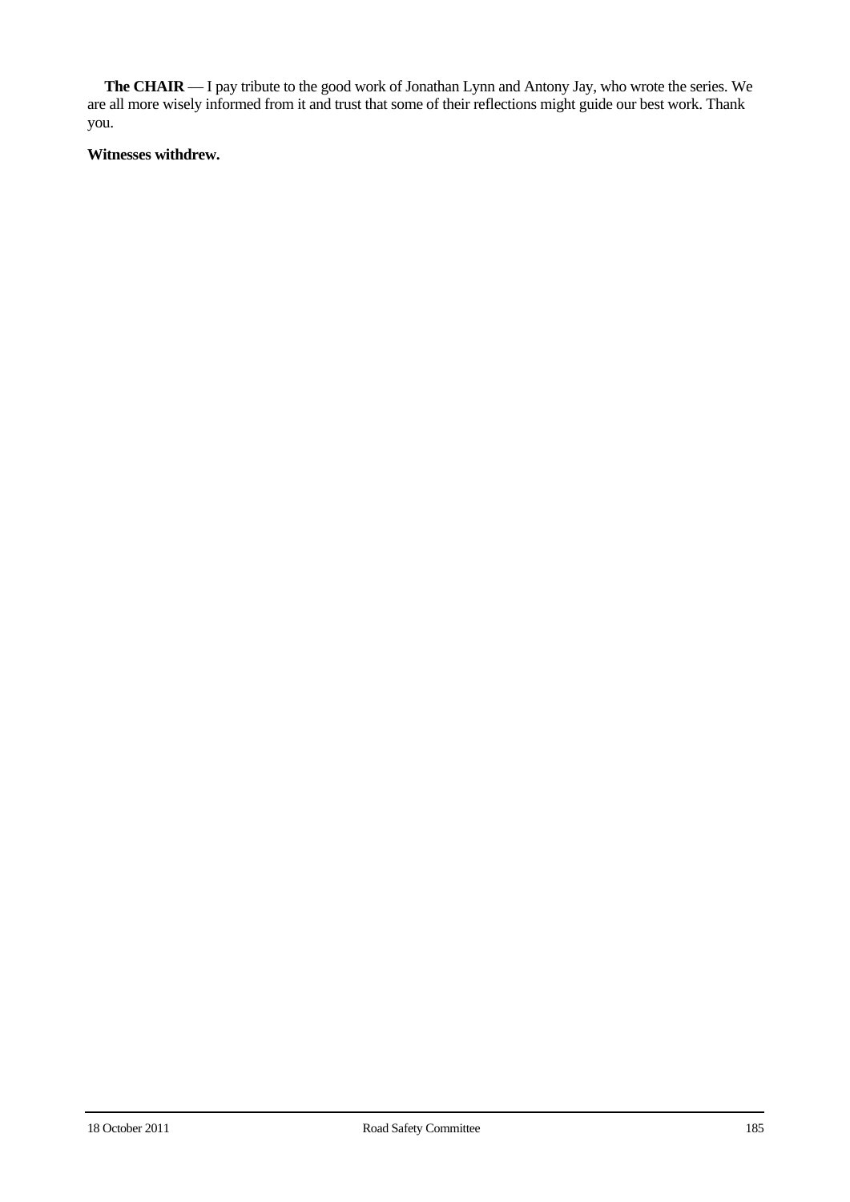**The CHAIR** — I pay tribute to the good work of Jonathan Lynn and Antony Jay, who wrote the series. We are all more wisely informed from it and trust that some of their reflections might guide our best work. Thank you.

**Witnesses withdrew.**